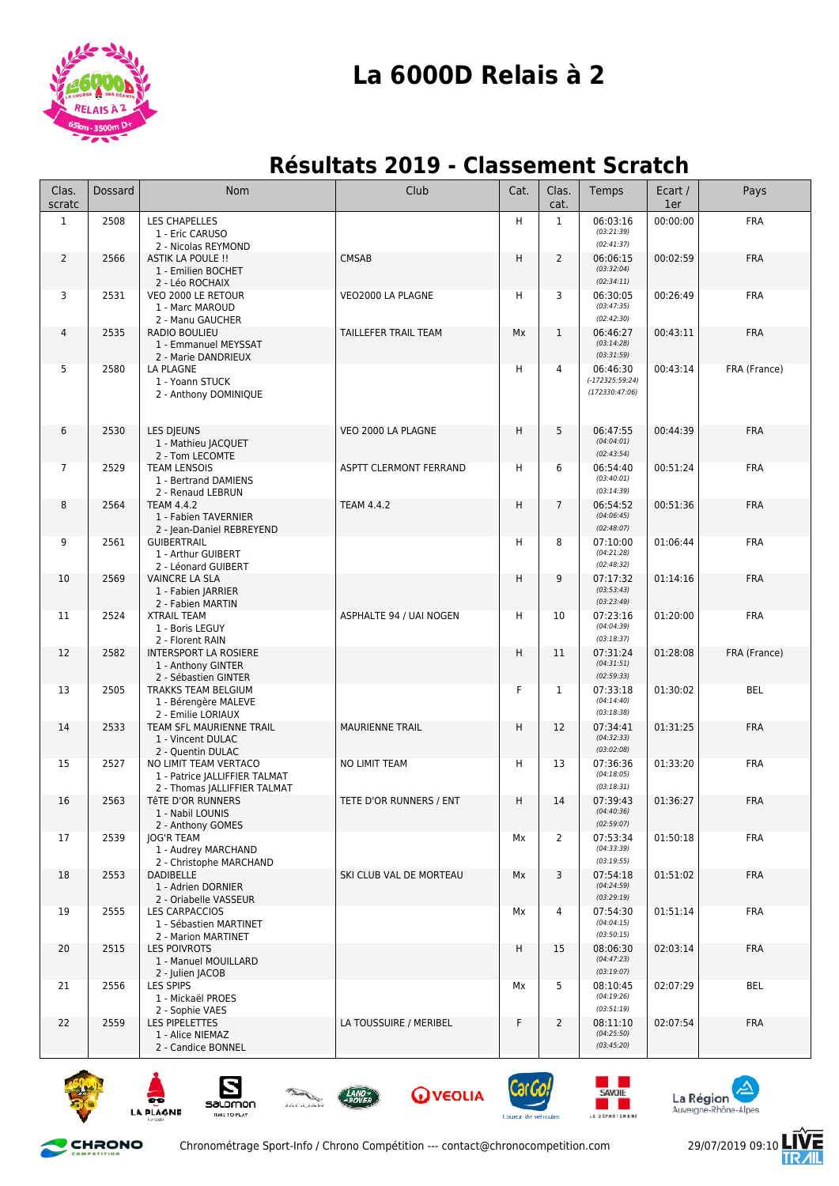# La 6000D Relais à 2

## Résultats 2019 - Classement Scratch

| Clas. scratc | Dossard | Nom | Club | Cat. | Clas. cat. | Temps | Ecart / 1er | Pays |
|---|---|---|---|---|---|---|---|---|
| 1 | 2508 | LES CHAPELLES<br>1 - Eric CARUSO<br>2 - Nicolas REYMOND | | H | 1 | 06:03:16<br>(03:21:39)<br>(02:41:37) | 00:00:00 | FRA |
| 2 | 2566 | ASTIK LA POULE !!<br>1 - Emilien BOCHET<br>2 - Léo ROCHAIX | CMSAB | H | 2 | 06:06:15<br>(03:32:04)<br>(02:34:11) | 00:02:59 | FRA |
| 3 | 2531 | VEO 2000 LE RETOUR<br>1 - Marc MAROUD<br>2 - Manu GAUCHER | VEO2000 LA PLAGNE | H | 3 | 06:30:05<br>(03:47:35)<br>(02:42:30) | 00:26:49 | FRA |
| 4 | 2535 | RADIO BOULIEU<br>1 - Emmanuel MEYSSAT<br>2 - Marie DANDRIEUX | TAILLEFER TRAIL TEAM | Mx | 1 | 06:46:27<br>(03:14:28)<br>(03:31:59) | 00:43:11 | FRA |
| 5 | 2580 | LA PLAGNE<br>1 - Yoann STUCK<br>2 - Anthony DOMINIQUE | | H | 4 | 06:46:30<br>(-172325:59:24)<br>(172330:47:06) | 00:43:14 | FRA (France) |
| 6 | 2530 | LES DJEUNS<br>1 - Mathieu JACQUET<br>2 - Tom LECOMTE | VEO 2000 LA PLAGNE | H | 5 | 06:47:55<br>(04:04:01)<br>(02:43:54) | 00:44:39 | FRA |
| 7 | 2529 | TEAM LENSOIS<br>1 - Bertrand DAMIENS<br>2 - Renaud LEBRUN | ASPTT CLERMONT FERRAND | H | 6 | 06:54:40<br>(03:40:01)<br>(03:14:39) | 00:51:24 | FRA |
| 8 | 2564 | TEAM 4.4.2<br>1 - Fabien TAVERNIER<br>2 - Jean-Daniel REBREYEND | TEAM 4.4.2 | H | 7 | 06:54:52<br>(04:06:45)<br>(02:48:07) | 00:51:36 | FRA |
| 9 | 2561 | GUIBERTRAIL<br>1 - Arthur GUIBERT<br>2 - Léonard GUIBERT | | H | 8 | 07:10:00<br>(04:21:28)<br>(02:48:32) | 01:06:44 | FRA |
| 10 | 2569 | VAINCRE LA SLA<br>1 - Fabien JARRIER<br>2 - Fabien MARTIN | | H | 9 | 07:17:32<br>(03:53:43)<br>(03:23:49) | 01:14:16 | FRA |
| 11 | 2524 | XTRAIL TEAM<br>1 - Boris LEGUY<br>2 - Florent RAIN | ASPHALTE 94 / UAI NOGEN | H | 10 | 07:23:16<br>(04:04:39)<br>(03:18:37) | 01:20:00 | FRA |
| 12 | 2582 | INTERSPORT LA ROSIERE<br>1 - Anthony GINTER<br>2 - Sébastien GINTER | | H | 11 | 07:31:24<br>(04:31:51)<br>(02:59:33) | 01:28:08 | FRA (France) |
| 13 | 2505 | TRAKKS TEAM BELGIUM<br>1 - Bérengère MALEVE<br>2 - Emilie LORIAUX | | F | 1 | 07:33:18<br>(04:14:40)<br>(03:18:38) | 01:30:02 | BEL |
| 14 | 2533 | TEAM SFL MAURIENNE TRAIL<br>1 - Vincent DULAC<br>2 - Quentin DULAC | MAURIENNE TRAIL | H | 12 | 07:34:41<br>(04:32:33)<br>(03:02:08) | 01:31:25 | FRA |
| 15 | 2527 | NO LIMIT TEAM VERTACO<br>1 - Patrice JALLIFFIER TALMAT<br>2 - Thomas JALLIFFIER TALMAT | NO LIMIT TEAM | H | 13 | 07:36:36<br>(04:18:05)<br>(03:18:31) | 01:33:20 | FRA |
| 16 | 2563 | TëTE D'OR RUNNERS<br>1 - Nabil LOUNIS<br>2 - Anthony GOMES | TETE D'OR RUNNERS / ENT | H | 14 | 07:39:43<br>(04:40:36)<br>(02:59:07) | 01:36:27 | FRA |
| 17 | 2539 | JOG'R TEAM<br>1 - Audrey MARCHAND<br>2 - Christophe MARCHAND | | Mx | 2 | 07:53:34<br>(04:33:39)<br>(03:19:55) | 01:50:18 | FRA |
| 18 | 2553 | DADIBELLE<br>1 - Adrien DORNIER<br>2 - Oriabelle VASSEUR | SKI CLUB VAL DE MORTEAU | Mx | 3 | 07:54:18<br>(04:24:59)<br>(03:29:19) | 01:51:02 | FRA |
| 19 | 2555 | LES CARPACCIOS<br>1 - Sébastien MARTINET<br>2 - Marion MARTINET | | Mx | 4 | 07:54:30<br>(04:04:15)<br>(03:50:15) | 01:51:14 | FRA |
| 20 | 2515 | LES POIVROTS<br>1 - Manuel MOUILLARD<br>2 - Julien JACOB | | H | 15 | 08:06:30<br>(04:47:23)<br>(03:19:07) | 02:03:14 | FRA |
| 21 | 2556 | LES SPIPS<br>1 - Mickaël PROES<br>2 - Sophie VAES | | Mx | 5 | 08:10:45<br>(04:19:26)<br>(03:51:19) | 02:07:29 | BEL |
| 22 | 2559 | LES PIPELETTES<br>1 - Alice NIEMAZ<br>2 - Candice BONNEL | LA TOUSSUIRE / MERIBEL | F | 2 | 08:11:10<br>(04:25:50)<br>(03:45:20) | 02:07:54 | FRA |

Chronométrage Sport-Info / Chrono Compétition --- contact@chronocompetition.com 29/07/2019 09:10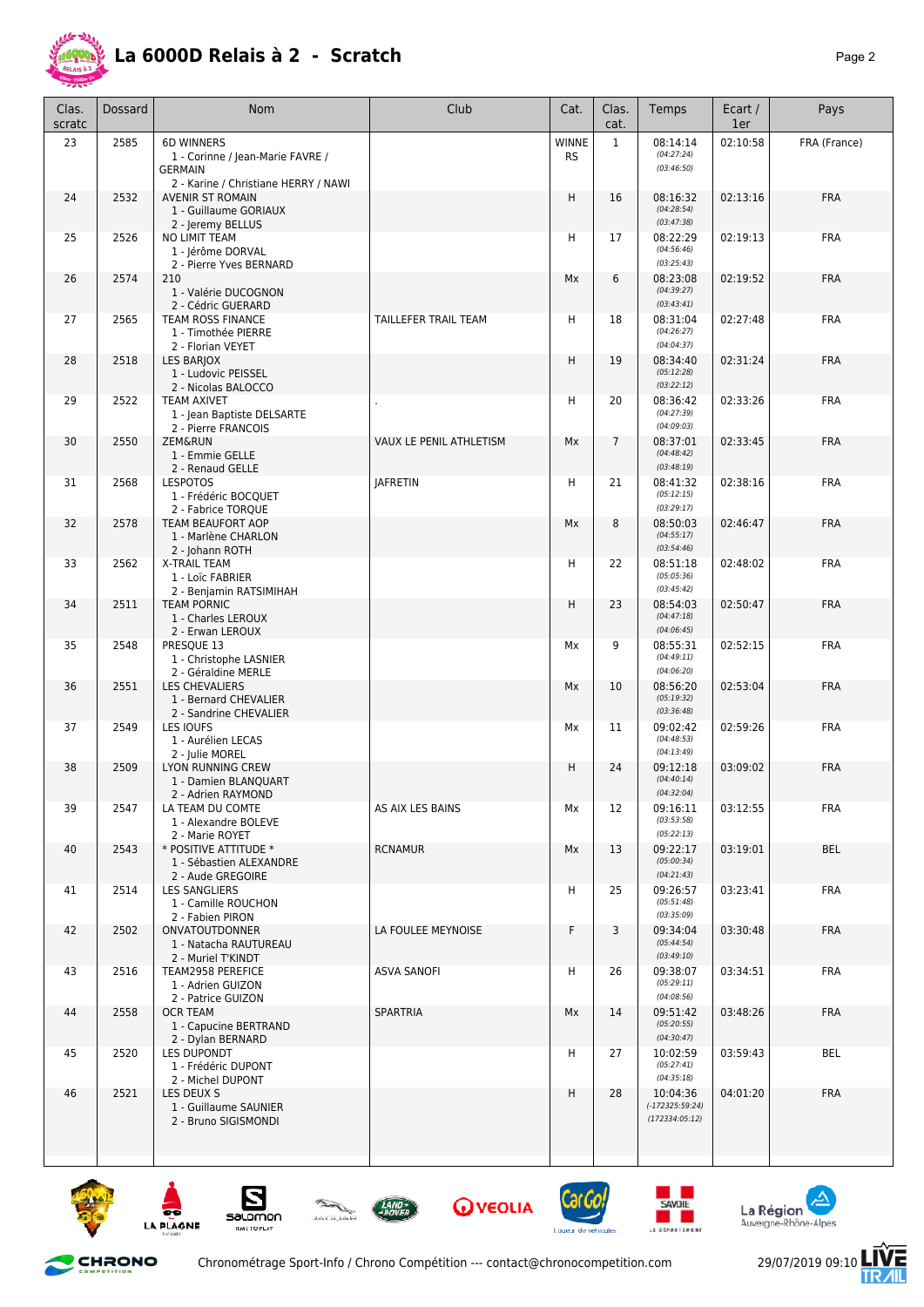# La 6000D Relais à 2 - Scratch

| Clas. scratc | Dossard | Nom | Club | Cat. | Clas. cat. | Temps | Ecart / 1er | Pays |
|---|---|---|---|---|---|---|---|---|
| 23 | 2585 | 6D WINNERS<br>1 - Corinne / Jean-Marie FAVRE / GERMAIN<br>2 - Karine / Christiane HERRY / NAWI | | WINNERS | 1 | 08:14:14<br>*(04:27:24)*<br>*(03:46:50)* | 02:10:58 | FRA (France) |
| 24 | 2532 | AVENIR ST ROMAIN<br>1 - Guillaume GORIAUX<br>2 - Jeremy BELLUS | | H | 16 | 08:16:32<br>*(04:28:54)*<br>*(03:47:38)* | 02:13:16 | FRA |
| 25 | 2526 | NO LIMIT TEAM<br>1 - Jérôme DORVAL<br>2 - Pierre Yves BERNARD | | H | 17 | 08:22:29<br>*(04:56:46)*<br>*(03:25:43)* | 02:19:13 | FRA |
| 26 | 2574 | 210<br>1 - Valérie DUCOGNON<br>2 - Cédric GUERARD | | Mx | 6 | 08:23:08<br>*(04:39:27)*<br>*(03:43:41)* | 02:19:52 | FRA |
| 27 | 2565 | TEAM ROSS FINANCE<br>1 - Timothée PIERRE<br>2 - Florian VEYET | TAILLEFER TRAIL TEAM | H | 18 | 08:31:04<br>*(04:26:27)*<br>*(04:04:37)* | 02:27:48 | FRA |
| 28 | 2518 | LES BARJOX<br>1 - Ludovic PEISSEL<br>2 - Nicolas BALOCCO | | H | 19 | 08:34:40<br>*(05:12:28)*<br>*(03:22:12)* | 02:31:24 | FRA |
| 29 | 2522 | TEAM AXIVET<br>1 - Jean Baptiste DELSARTE<br>2 - Pierre FRANCOIS | . | H | 20 | 08:36:42<br>*(04:27:39)*<br>*(04:09:03)* | 02:33:26 | FRA |
| 30 | 2550 | ZEM&RUN<br>1 - Emmie GELLE<br>2 - Renaud GELLE | VAUX LE PENIL ATHLETISM | Mx | 7 | 08:37:01<br>*(04:48:42)*<br>*(03:48:19)* | 02:33:45 | FRA |
| 31 | 2568 | LESPOTOS<br>1 - Frédéric BOCQUET<br>2 - Fabrice TORQUE | JAFRETIN | H | 21 | 08:41:32<br>*(05:12:15)*<br>*(03:29:17)* | 02:38:16 | FRA |
| 32 | 2578 | TEAM BEAUFORT AOP<br>1 - Marlène CHARLON<br>2 - Johann ROTH | | Mx | 8 | 08:50:03<br>*(04:55:17)*<br>*(03:54:46)* | 02:46:47 | FRA |
| 33 | 2562 | X-TRAIL TEAM<br>1 - Loïc FABRIER<br>2 - Benjamin RATSIMIHAH | | H | 22 | 08:51:18<br>*(05:05:36)*<br>*(03:45:42)* | 02:48:02 | FRA |
| 34 | 2511 | TEAM PORNIC<br>1 - Charles LEROUX<br>2 - Erwan LEROUX | | H | 23 | 08:54:03<br>*(04:47:18)*<br>*(04:06:45)* | 02:50:47 | FRA |
| 35 | 2548 | PRESQUE 13<br>1 - Christophe LASNIER<br>2 - Géraldine MERLE | | Mx | 9 | 08:55:31<br>*(04:49:11)*<br>*(04:06:20)* | 02:52:15 | FRA |
| 36 | 2551 | LES CHEVALIERS<br>1 - Bernard CHEVALIER<br>2 - Sandrine CHEVALIER | | Mx | 10 | 08:56:20<br>*(05:19:32)*<br>*(03:36:48)* | 02:53:04 | FRA |
| 37 | 2549 | LES IOUFS<br>1 - Aurélien LECAS<br>2 - Julie MOREL | | Mx | 11 | 09:02:42<br>*(04:48:53)*<br>*(04:13:49)* | 02:59:26 | FRA |
| 38 | 2509 | LYON RUNNING CREW<br>1 - Damien BLANQUART<br>2 - Adrien RAYMOND | | H | 24 | 09:12:18<br>*(04:40:14)*<br>*(04:32:04)* | 03:09:02 | FRA |
| 39 | 2547 | LA TEAM DU COMTE<br>1 - Alexandre BOLEVE<br>2 - Marie ROYET | AS AIX LES BAINS | Mx | 12 | 09:16:11<br>*(03:53:58)*<br>*(05:22:13)* | 03:12:55 | FRA |
| 40 | 2543 | * POSITIVE ATTITUDE *<br>1 - Sébastien ALEXANDRE<br>2 - Aude GREGOIRE | RCNAMUR | Mx | 13 | 09:22:17<br>*(05:00:34)*<br>*(04:21:43)* | 03:19:01 | BEL |
| 41 | 2514 | LES SANGLIERS<br>1 - Camille ROUCHON<br>2 - Fabien PIRON | | H | 25 | 09:26:57<br>*(05:51:48)*<br>*(03:35:09)* | 03:23:41 | FRA |
| 42 | 2502 | ONVATOUTDONNER<br>1 - Natacha RAUTUREAU<br>2 - Muriel T'KINDT | LA FOULEE MEYNOISE | F | 3 | 09:34:04<br>*(05:44:54)*<br>*(03:49:10)* | 03:30:48 | FRA |
| 43 | 2516 | TEAM2958 PEREFICE<br>1 - Adrien GUIZON<br>2 - Patrice GUIZON | ASVA SANOFI | H | 26 | 09:38:07<br>*(05:29:11)*<br>*(04:08:56)* | 03:34:51 | FRA |
| 44 | 2558 | OCR TEAM<br>1 - Capucine BERTRAND<br>2 - Dylan BERNARD | SPARTRIA | Mx | 14 | 09:51:42<br>*(05:20:55)*<br>*(04:30:47)* | 03:48:26 | FRA |
| 45 | 2520 | LES DUPONDT<br>1 - Frédéric DUPONT<br>2 - Michel DUPONT | | H | 27 | 10:02:59<br>*(05:27:41)*<br>*(04:35:18)* | 03:59:43 | BEL |
| 46 | 2521 | LES DEUX S<br>1 - Guillaume SAUNIER<br>2 - Bruno SIGISMONDI | | H | 28 | 10:04:36<br>*(-172325:59:24)*<br>*(172334:05:12)* | 04:01:20 | FRA |

Chronométrage Sport-Info / Chrono Compétition --- contact@chronocompetition.com

29/07/2019 09:10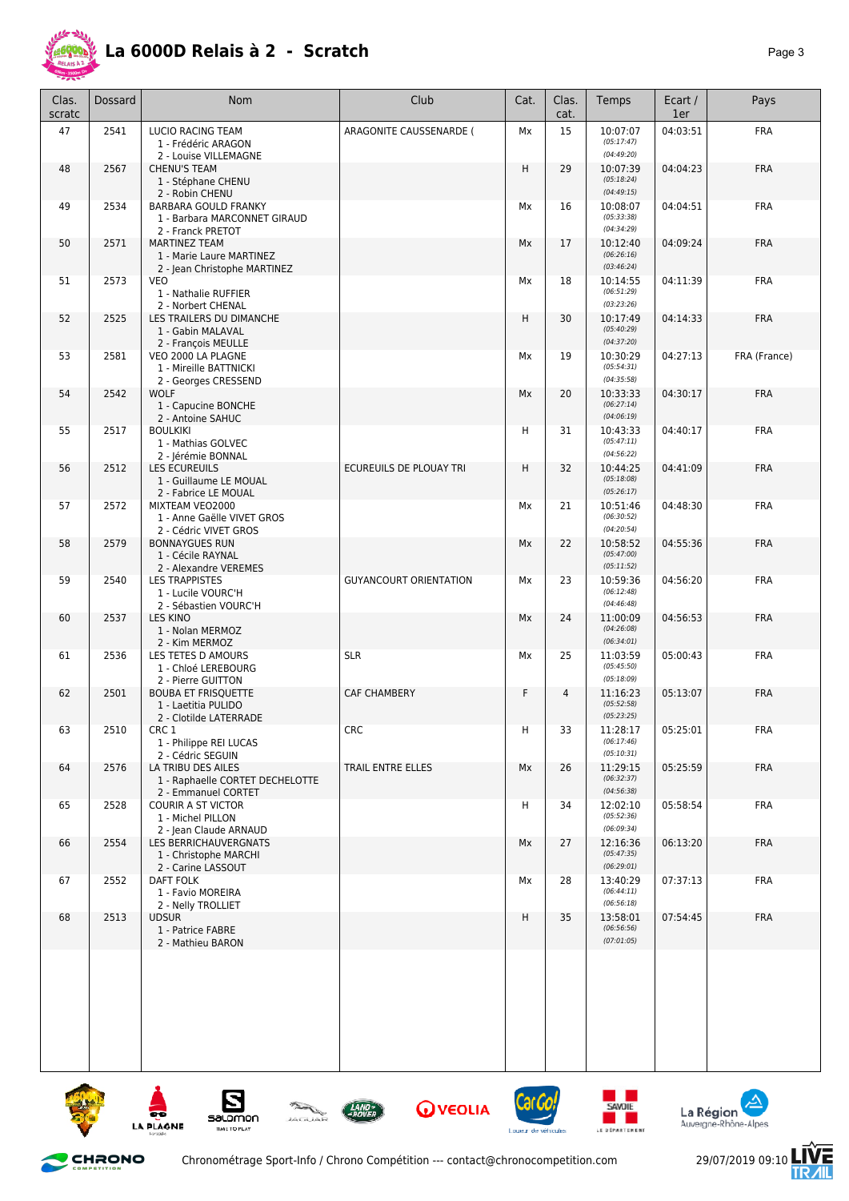# La 6000D Relais à 2 - Scratch

| Clas. scratc | Dossard | Nom | Club | Cat. | Clas. cat. | Temps | Ecart / 1er | Pays |
|---|---|---|---|---|---|---|---|---|
| 47 | 2541 | LUCIO RACING TEAM<br>1 - Frédéric ARAGON<br>2 - Louise VILLEMAGNE | ARAGONITE CAUSSENARDE ( | Mx | 15 | 10:07:07<br>*(05:17:47)*<br>*(04:49:20)* | 04:03:51 | FRA |
| 48 | 2567 | CHENU'S TEAM<br>1 - Stéphane CHENU<br>2 - Robin CHENU | | H | 29 | 10:07:39<br>*(05:18:24)*<br>*(04:49:15)* | 04:04:23 | FRA |
| 49 | 2534 | BARBARA GOULD FRANKY<br>1 - Barbara MARCONNET GIRAUD<br>2 - Franck PRETOT | | Mx | 16 | 10:08:07<br>*(05:33:38)*<br>*(04:34:29)* | 04:04:51 | FRA |
| 50 | 2571 | MARTINEZ TEAM<br>1 - Marie Laure MARTINEZ<br>2 - Jean Christophe MARTINEZ | | Mx | 17 | 10:12:40<br>*(06:26:16)*<br>*(03:46:24)* | 04:09:24 | FRA |
| 51 | 2573 | VEO<br>1 - Nathalie RUFFIER<br>2 - Norbert CHENAL | | Mx | 18 | 10:14:55<br>*(06:51:29)*<br>*(03:23:26)* | 04:11:39 | FRA |
| 52 | 2525 | LES TRAILERS DU DIMANCHE<br>1 - Gabin MALAVAL<br>2 - François MEULLE | | H | 30 | 10:17:49<br>*(05:40:29)*<br>*(04:37:20)* | 04:14:33 | FRA |
| 53 | 2581 | VEO 2000 LA PLAGNE<br>1 - Mireille BATTNICKI<br>2 - Georges CRESSEND | | Mx | 19 | 10:30:29<br>*(05:54:31)*<br>*(04:35:58)* | 04:27:13 | FRA (France) |
| 54 | 2542 | WOLF<br>1 - Capucine BONCHE<br>2 - Antoine SAHUC | | Mx | 20 | 10:33:33<br>*(06:27:14)*<br>*(04:06:19)* | 04:30:17 | FRA |
| 55 | 2517 | BOULKIKI<br>1 - Mathias GOLVEC<br>2 - Jérémie BONNAL | | H | 31 | 10:43:33<br>*(05:47:11)*<br>*(04:56:22)* | 04:40:17 | FRA |
| 56 | 2512 | LES ECUREUILS<br>1 - Guillaume LE MOUAL<br>2 - Fabrice LE MOUAL | ECUREUILS DE PLOUAY TRI | H | 32 | 10:44:25<br>*(05:18:08)*<br>*(05:26:17)* | 04:41:09 | FRA |
| 57 | 2572 | MIXTEAM VEO2000<br>1 - Anne Gaëlle VIVET GROS<br>2 - Cédric VIVET GROS | | Mx | 21 | 10:51:46<br>*(06:30:52)*<br>*(04:20:54)* | 04:48:30 | FRA |
| 58 | 2579 | BONNAYGUES RUN<br>1 - Cécile RAYNAL<br>2 - Alexandre VEREMES | | Mx | 22 | 10:58:52<br>*(05:47:00)*<br>*(05:11:52)* | 04:55:36 | FRA |
| 59 | 2540 | LES TRAPPISTES<br>1 - Lucile VOURC'H<br>2 - Sébastien VOURC'H | GUYANCOURT ORIENTATION | Mx | 23 | 10:59:36<br>*(06:12:48)*<br>*(04:46:48)* | 04:56:20 | FRA |
| 60 | 2537 | LES KINO<br>1 - Nolan MERMOZ<br>2 - Kim MERMOZ | | Mx | 24 | 11:00:09<br>*(04:26:08)*<br>*(06:34:01)* | 04:56:53 | FRA |
| 61 | 2536 | LES TETES D AMOURS<br>1 - Chloé LEREBOURG<br>2 - Pierre GUITTON | SLR | Mx | 25 | 11:03:59<br>*(05:45:50)*<br>*(05:18:09)* | 05:00:43 | FRA |
| 62 | 2501 | BOUBA ET FRISQUETTE<br>1 - Laetitia PULIDO<br>2 - Clotilde LATERRADE | CAF CHAMBERY | F | 4 | 11:16:23<br>*(05:52:58)*<br>*(05:23:25)* | 05:13:07 | FRA |
| 63 | 2510 | CRC 1<br>1 - Philippe REI LUCAS<br>2 - Cédric SEGUIN | CRC | H | 33 | 11:28:17<br>*(06:17:46)*<br>*(05:10:31)* | 05:25:01 | FRA |
| 64 | 2576 | LA TRIBU DES AILES<br>1 - Raphaelle CORTET DECHELOTTE<br>2 - Emmanuel CORTET | TRAIL ENTRE ELLES | Mx | 26 | 11:29:15<br>*(06:32:37)*<br>*(04:56:38)* | 05:25:59 | FRA |
| 65 | 2528 | COURIR A ST VICTOR<br>1 - Michel PILLON<br>2 - Jean Claude ARNAUD | | H | 34 | 12:02:10<br>*(05:52:36)*<br>*(06:09:34)* | 05:58:54 | FRA |
| 66 | 2554 | LES BERRICHAUVERGNATS<br>1 - Christophe MARCHI<br>2 - Carine LASSOUT | | Mx | 27 | 12:16:36<br>*(05:47:35)*<br>*(06:29:01)* | 06:13:20 | FRA |
| 67 | 2552 | DAFT FOLK<br>1 - Favio MOREIRA<br>2 - Nelly TROLLIET | | Mx | 28 | 13:40:29<br>*(06:44:11)*<br>*(06:56:18)* | 07:37:13 | FRA |
| 68 | 2513 | UDSUR<br>1 - Patrice FABRE<br>2 - Mathieu BARON | | H | 35 | 13:58:01<br>*(06:56:56)*<br>*(07:01:05)* | 07:54:45 | FRA |

Chronométrage Sport-Info / Chrono Compétition --- contact@chronocompetition.com

29/07/2019 09:10